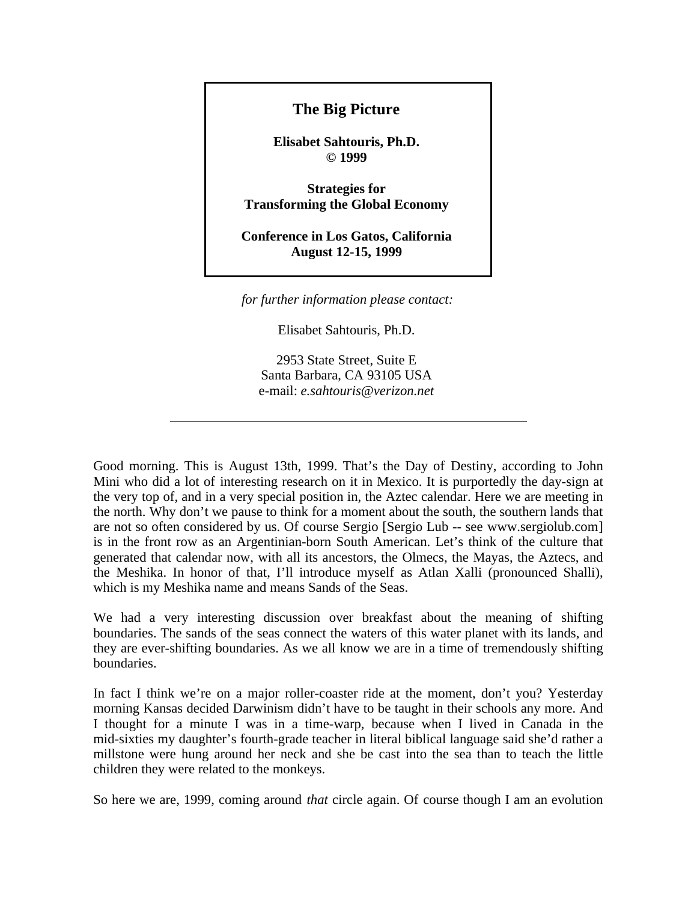# The Big Picture

**Elisabet Sahtouris, Ph.D.**
**© 1999**

**Strategies for**
**Transforming the Global Economy**

**Conference in Los Gatos, California**
**August 12-15, 1999**

*for further information please contact:*

Elisabet Sahtouris, Ph.D.

2953 State Street, Suite E
Santa Barbara, CA 93105 USA
e-mail: *e.sahtouris@verizon.net*

---

Good morning. This is August 13th, 1999. That's the Day of Destiny, according to John Mini who did a lot of interesting research on it in Mexico. It is purportedly the day-sign at the very top of, and in a very special position in, the Aztec calendar. Here we are meeting in the north. Why don't we pause to think for a moment about the south, the southern lands that are not so often considered by us. Of course Sergio [Sergio Lub -- see www.sergiolub.com] is in the front row as an Argentinian-born South American. Let's think of the culture that generated that calendar now, with all its ancestors, the Olmecs, the Mayas, the Aztecs, and the Meshika. In honor of that, I'll introduce myself as Atlan Xalli (pronounced Shalli), which is my Meshika name and means Sands of the Seas.

We had a very interesting discussion over breakfast about the meaning of shifting boundaries. The sands of the seas connect the waters of this water planet with its lands, and they are ever-shifting boundaries. As we all know we are in a time of tremendously shifting boundaries.

In fact I think we're on a major roller-coaster ride at the moment, don't you? Yesterday morning Kansas decided Darwinism didn't have to be taught in their schools any more. And I thought for a minute I was in a time-warp, because when I lived in Canada in the mid-sixties my daughter's fourth-grade teacher in literal biblical language said she'd rather a millstone were hung around her neck and she be cast into the sea than to teach the little children they were related to the monkeys.

So here we are, 1999, coming around *that* circle again. Of course though I am an evolution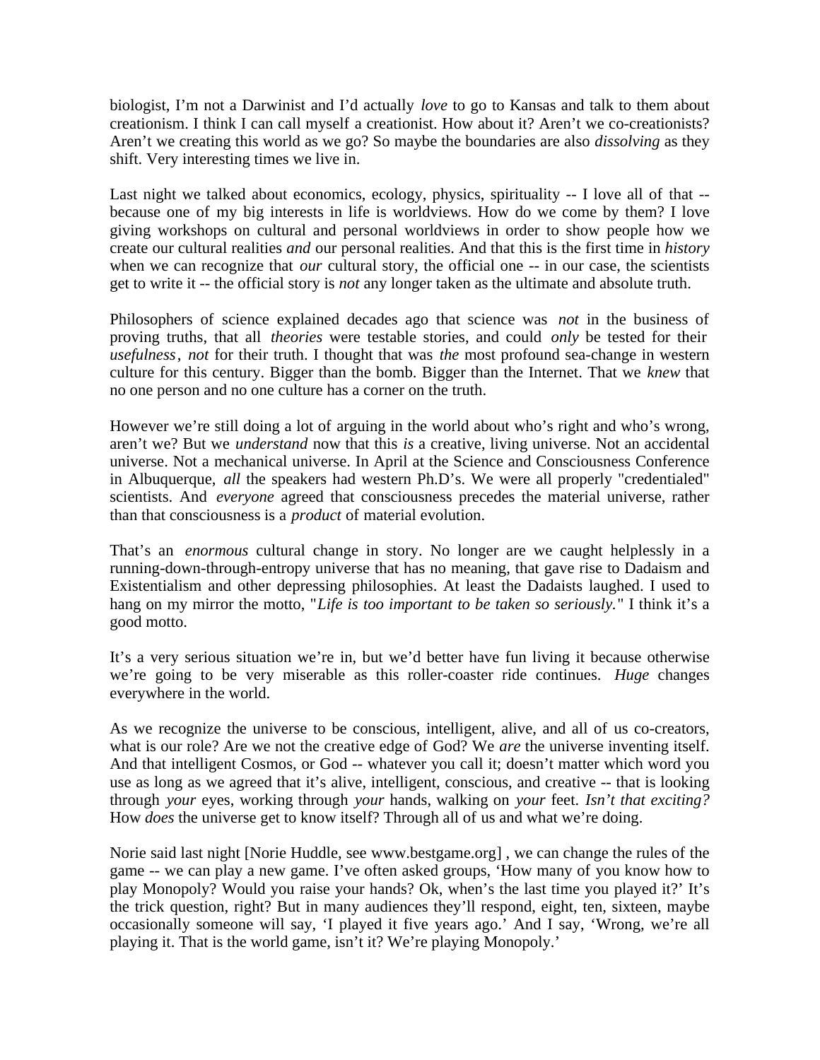biologist, I’m not a Darwinist and I’d actually *love* to go to Kansas and talk to them about creationism. I think I can call myself a creationist. How about it? Aren’t we co-creationists? Aren’t we creating this world as we go? So maybe the boundaries are also *dissolving* as they shift. Very interesting times we live in.

Last night we talked about economics, ecology, physics, spirituality -- I love all of that -- because one of my big interests in life is worldviews. How do we come by them? I love giving workshops on cultural and personal worldviews in order to show people how we create our cultural realities *and* our personal realities. And that this is the first time in *history* when we can recognize that *our* cultural story, the official one -- in our case, the scientists get to write it -- the official story is *not* any longer taken as the ultimate and absolute truth.

Philosophers of science explained decades ago that science was *not* in the business of proving truths, that all *theories* were testable stories, and could *only* be tested for their *usefulness*, *not* for their truth. I thought that was *the* most profound sea-change in western culture for this century. Bigger than the bomb. Bigger than the Internet. That we *knew* that no one person and no one culture has a corner on the truth.

However we’re still doing a lot of arguing in the world about who’s right and who’s wrong, aren’t we? But we *understand* now that this *is* a creative, living universe. Not an accidental universe. Not a mechanical universe. In April at the Science and Consciousness Conference in Albuquerque, *all* the speakers had western Ph.D’s. We were all properly "credentialed" scientists. And *everyone* agreed that consciousness precedes the material universe, rather than that consciousness is a *product* of material evolution.

That’s an *enormous* cultural change in story. No longer are we caught helplessly in a running-down-through-entropy universe that has no meaning, that gave rise to Dadaism and Existentialism and other depressing philosophies. At least the Dadaists laughed. I used to hang on my mirror the motto, "*Life is too important to be taken so seriously.*" I think it’s a good motto.

It’s a very serious situation we’re in, but we’d better have fun living it because otherwise we’re going to be very miserable as this roller-coaster ride continues. *Huge* changes everywhere in the world.

As we recognize the universe to be conscious, intelligent, alive, and all of us co-creators, what is our role? Are we not the creative edge of God? We *are* the universe inventing itself. And that intelligent Cosmos, or God -- whatever you call it; doesn’t matter which word you use as long as we agreed that it’s alive, intelligent, conscious, and creative -- that is looking through *your* eyes, working through *your* hands, walking on *your* feet. *Isn’t that exciting?* How *does* the universe get to know itself? Through all of us and what we’re doing.

Norie said last night [Norie Huddle, see www.bestgame.org] , we can change the rules of the game -- we can play a new game. I’ve often asked groups, ‘How many of you know how to play Monopoly? Would you raise your hands? Ok, when’s the last time you played it?’ It’s the trick question, right? But in many audiences they’ll respond, eight, ten, sixteen, maybe occasionally someone will say, ‘I played it five years ago.’ And I say, ‘Wrong, we’re all playing it. That is the world game, isn’t it? We’re playing Monopoly.’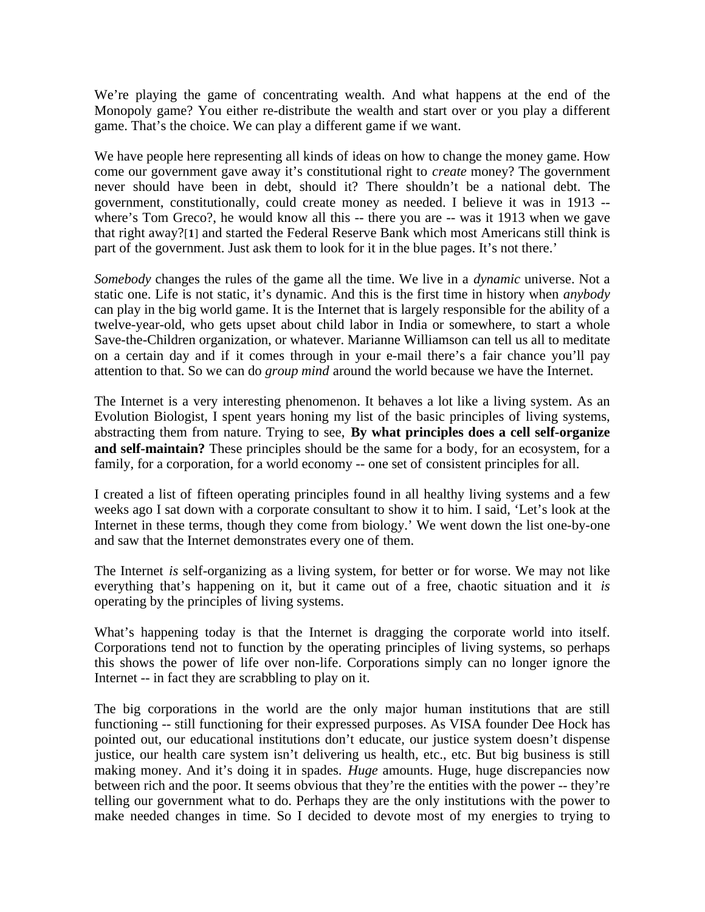We're playing the game of concentrating wealth. And what happens at the end of the Monopoly game? You either re-distribute the wealth and start over or you play a different game. That's the choice. We can play a different game if we want.

We have people here representing all kinds of ideas on how to change the money game. How come our government gave away it's constitutional right to *create* money? The government never should have been in debt, should it? There shouldn't be a national debt. The government, constitutionally, could create money as needed. I believe it was in 1913 -- where's Tom Greco?, he would know all this -- there you are -- was it 1913 when we gave that right away?[**1**] and started the Federal Reserve Bank which most Americans still think is part of the government. Just ask them to look for it in the blue pages. It's not there.'

*Somebody* changes the rules of the game all the time. We live in a *dynamic* universe. Not a static one. Life is not static, it's dynamic. And this is the first time in history when *anybody* can play in the big world game. It is the Internet that is largely responsible for the ability of a twelve-year-old, who gets upset about child labor in India or somewhere, to start a whole Save-the-Children organization, or whatever. Marianne Williamson can tell us all to meditate on a certain day and if it comes through in your e-mail there's a fair chance you'll pay attention to that. So we can do *group mind* around the world because we have the Internet.

The Internet is a very interesting phenomenon. It behaves a lot like a living system. As an Evolution Biologist, I spent years honing my list of the basic principles of living systems, abstracting them from nature. Trying to see, **By what principles does a cell self-organize and self-maintain?** These principles should be the same for a body, for an ecosystem, for a family, for a corporation, for a world economy -- one set of consistent principles for all.

I created a list of fifteen operating principles found in all healthy living systems and a few weeks ago I sat down with a corporate consultant to show it to him. I said, 'Let's look at the Internet in these terms, though they come from biology.' We went down the list one-by-one and saw that the Internet demonstrates every one of them.

The Internet *is* self-organizing as a living system, for better or for worse. We may not like everything that's happening on it, but it came out of a free, chaotic situation and it *is* operating by the principles of living systems.

What's happening today is that the Internet is dragging the corporate world into itself. Corporations tend not to function by the operating principles of living systems, so perhaps this shows the power of life over non-life. Corporations simply can no longer ignore the Internet -- in fact they are scrabbling to play on it.

The big corporations in the world are the only major human institutions that are still functioning -- still functioning for their expressed purposes. As VISA founder Dee Hock has pointed out, our educational institutions don't educate, our justice system doesn't dispense justice, our health care system isn't delivering us health, etc., etc. But big business is still making money. And it's doing it in spades. *Huge* amounts. Huge, huge discrepancies now between rich and the poor. It seems obvious that they're the entities with the power -- they're telling our government what to do. Perhaps they are the only institutions with the power to make needed changes in time. So I decided to devote most of my energies to trying to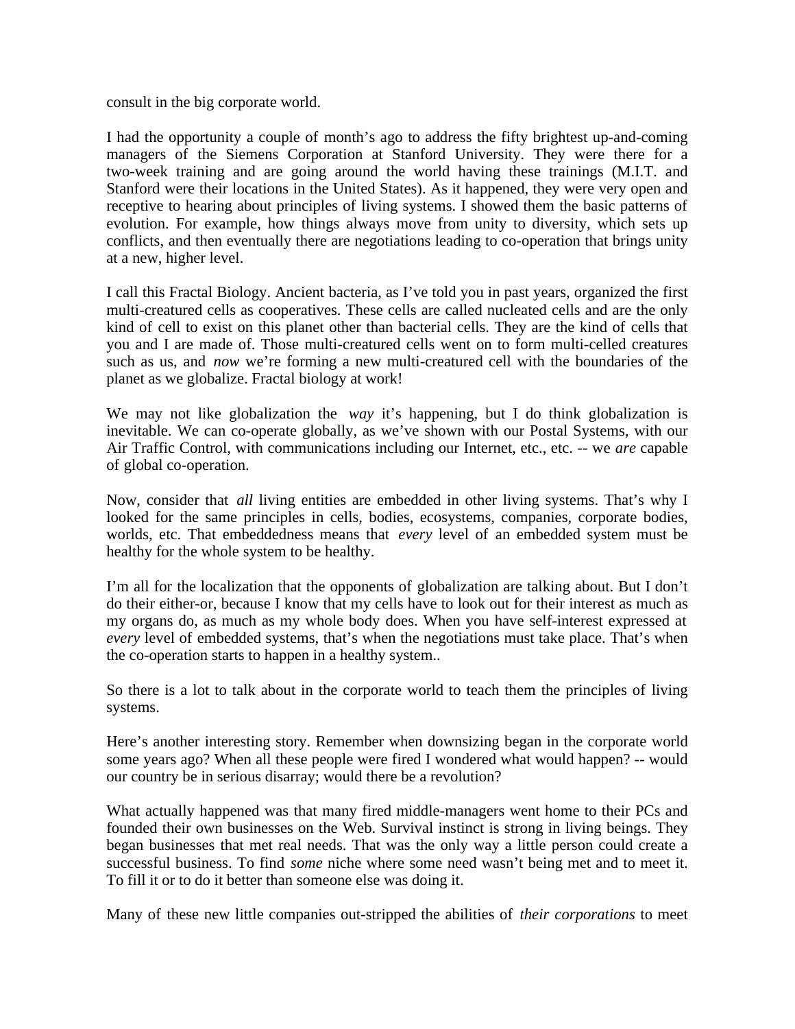consult in the big corporate world.

I had the opportunity a couple of month's ago to address the fifty brightest up-and-coming managers of the Siemens Corporation at Stanford University. They were there for a two-week training and are going around the world having these trainings (M.I.T. and Stanford were their locations in the United States). As it happened, they were very open and receptive to hearing about principles of living systems. I showed them the basic patterns of evolution. For example, how things always move from unity to diversity, which sets up conflicts, and then eventually there are negotiations leading to co-operation that brings unity at a new, higher level.

I call this Fractal Biology. Ancient bacteria, as I've told you in past years, organized the first multi-creatured cells as cooperatives. These cells are called nucleated cells and are the only kind of cell to exist on this planet other than bacterial cells. They are the kind of cells that you and I are made of. Those multi-creatured cells went on to form multi-celled creatures such as us, and *now* we're forming a new multi-creatured cell with the boundaries of the planet as we globalize. Fractal biology at work!

We may not like globalization the *way* it's happening, but I do think globalization is inevitable. We can co-operate globally, as we've shown with our Postal Systems, with our Air Traffic Control, with communications including our Internet, etc., etc. -- we *are* capable of global co-operation.

Now, consider that *all* living entities are embedded in other living systems. That's why I looked for the same principles in cells, bodies, ecosystems, companies, corporate bodies, worlds, etc. That embeddedness means that *every* level of an embedded system must be healthy for the whole system to be healthy.

I'm all for the localization that the opponents of globalization are talking about. But I don't do their either-or, because I know that my cells have to look out for their interest as much as my organs do, as much as my whole body does. When you have self-interest expressed at *every* level of embedded systems, that's when the negotiations must take place. That's when the co-operation starts to happen in a healthy system..

So there is a lot to talk about in the corporate world to teach them the principles of living systems.

Here's another interesting story. Remember when downsizing began in the corporate world some years ago? When all these people were fired I wondered what would happen? -- would our country be in serious disarray; would there be a revolution?

What actually happened was that many fired middle-managers went home to their PCs and founded their own businesses on the Web. Survival instinct is strong in living beings. They began businesses that met real needs. That was the only way a little person could create a successful business. To find *some* niche where some need wasn't being met and to meet it. To fill it or to do it better than someone else was doing it.

Many of these new little companies out-stripped the abilities of *their corporations* to meet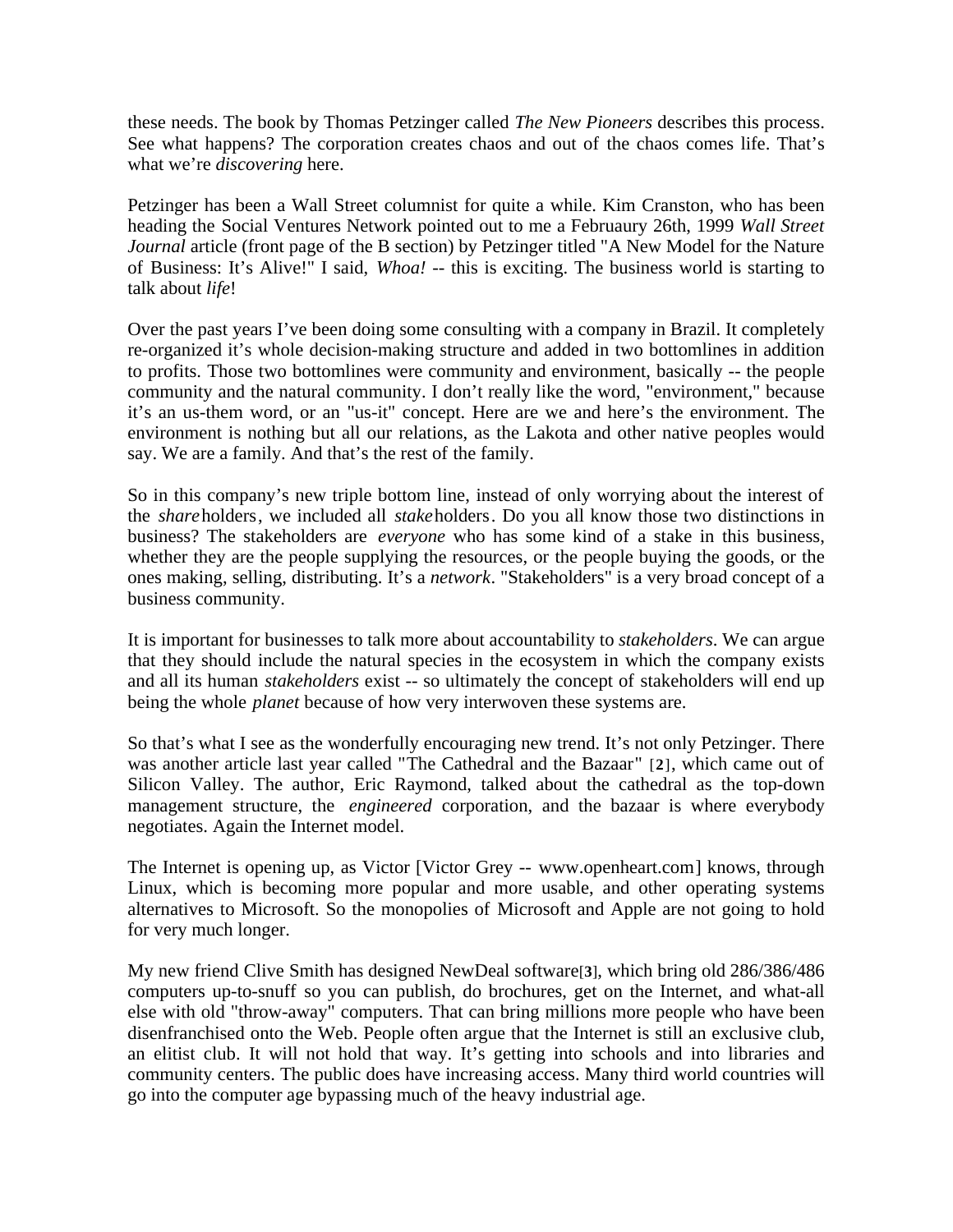these needs. The book by Thomas Petzinger called *The New Pioneers* describes this process. See what happens? The corporation creates chaos and out of the chaos comes life. That's what we're *discovering* here.

Petzinger has been a Wall Street columnist for quite a while. Kim Cranston, who has been heading the Social Ventures Network pointed out to me a Februaury 26th, 1999 *Wall Street Journal* article (front page of the B section) by Petzinger titled "A New Model for the Nature of Business: It's Alive!" I said, *Whoa!* -- this is exciting. The business world is starting to talk about *life*!

Over the past years I've been doing some consulting with a company in Brazil. It completely re-organized it's whole decision-making structure and added in two bottomlines in addition to profits. Those two bottomlines were community and environment, basically -- the people community and the natural community. I don't really like the word, "environment," because it's an us-them word, or an "us-it" concept. Here are we and here's the environment. The environment is nothing but all our relations, as the Lakota and other native peoples would say. We are a family. And that's the rest of the family.

So in this company's new triple bottom line, instead of only worrying about the interest of the *share*holders, we included all *stake*holders. Do you all know those two distinctions in business? The stakeholders are *everyone* who has some kind of a stake in this business, whether they are the people supplying the resources, or the people buying the goods, or the ones making, selling, distributing. It's a *network*. "Stakeholders" is a very broad concept of a business community.

It is important for businesses to talk more about accountability to *stakeholders*. We can argue that they should include the natural species in the ecosystem in which the company exists and all its human *stakeholders* exist -- so ultimately the concept of stakeholders will end up being the whole *planet* because of how very interwoven these systems are.

So that's what I see as the wonderfully encouraging new trend. It's not only Petzinger. There was another article last year called "The Cathedral and the Bazaar" [**2**], which came out of Silicon Valley. The author, Eric Raymond, talked about the cathedral as the top-down management structure, the *engineered* corporation, and the bazaar is where everybody negotiates. Again the Internet model.

The Internet is opening up, as Victor [Victor Grey -- www.openheart.com] knows, through Linux, which is becoming more popular and more usable, and other operating systems alternatives to Microsoft. So the monopolies of Microsoft and Apple are not going to hold for very much longer.

My new friend Clive Smith has designed NewDeal software[**3**], which bring old 286/386/486 computers up-to-snuff so you can publish, do brochures, get on the Internet, and what-all else with old "throw-away" computers. That can bring millions more people who have been disenfranchised onto the Web. People often argue that the Internet is still an exclusive club, an elitist club. It will not hold that way. It's getting into schools and into libraries and community centers. The public does have increasing access. Many third world countries will go into the computer age bypassing much of the heavy industrial age.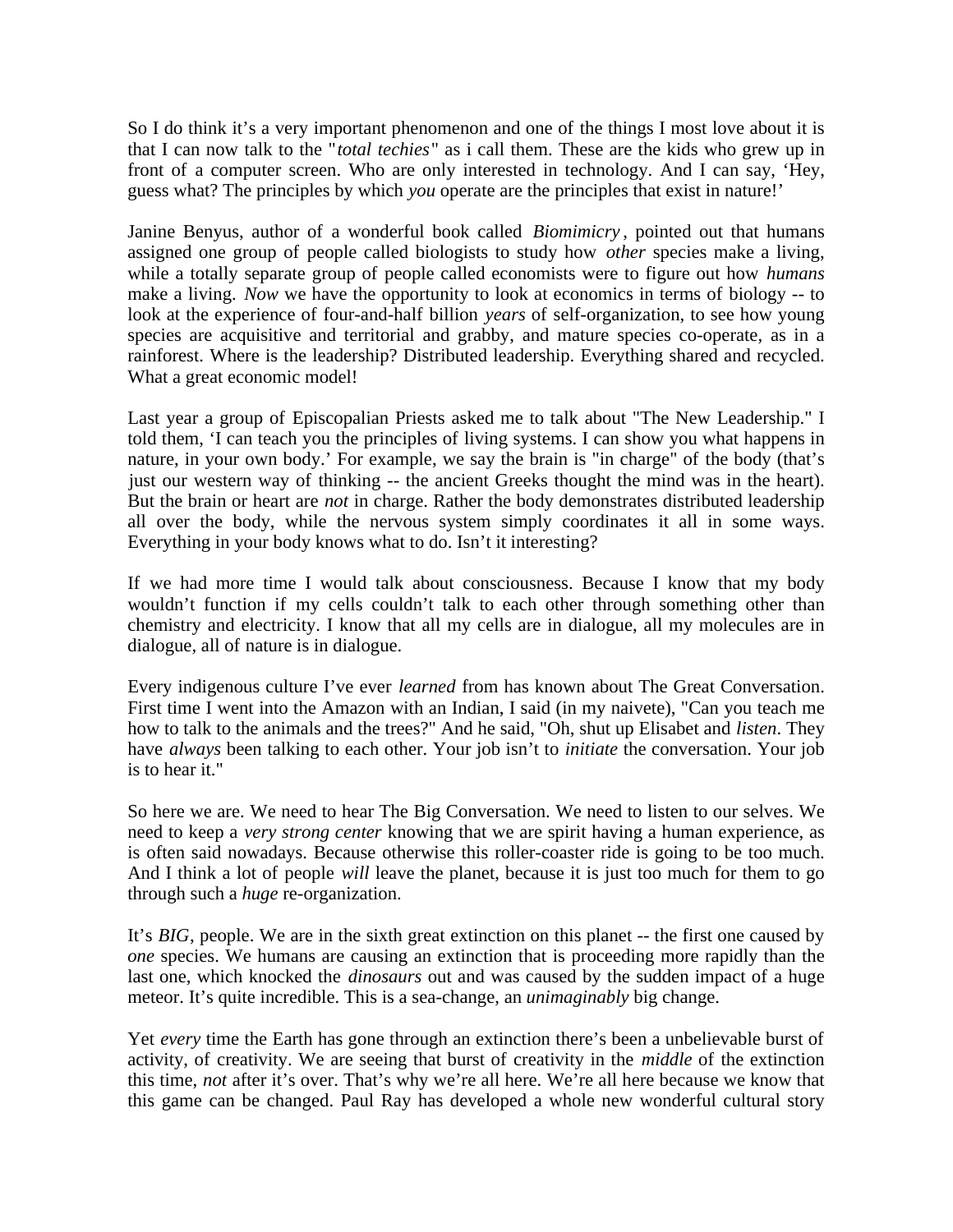So I do think it's a very important phenomenon and one of the things I most love about it is that I can now talk to the "*total techies*" as i call them. These are the kids who grew up in front of a computer screen. Who are only interested in technology. And I can say, 'Hey, guess what? The principles by which *you* operate are the principles that exist in nature!'

Janine Benyus, author of a wonderful book called *Biomimicry*, pointed out that humans assigned one group of people called biologists to study how *other* species make a living, while a totally separate group of people called economists were to figure out how *humans* make a living. *Now* we have the opportunity to look at economics in terms of biology -- to look at the experience of four-and-half billion *years* of self-organization, to see how young species are acquisitive and territorial and grabby, and mature species co-operate, as in a rainforest. Where is the leadership? Distributed leadership. Everything shared and recycled. What a great economic model!

Last year a group of Episcopalian Priests asked me to talk about "The New Leadership." I told them, 'I can teach you the principles of living systems. I can show you what happens in nature, in your own body.' For example, we say the brain is "in charge" of the body (that's just our western way of thinking -- the ancient Greeks thought the mind was in the heart). But the brain or heart are *not* in charge. Rather the body demonstrates distributed leadership all over the body, while the nervous system simply coordinates it all in some ways. Everything in your body knows what to do. Isn't it interesting?

If we had more time I would talk about consciousness. Because I know that my body wouldn't function if my cells couldn't talk to each other through something other than chemistry and electricity. I know that all my cells are in dialogue, all my molecules are in dialogue, all of nature is in dialogue.

Every indigenous culture I've ever *learned* from has known about The Great Conversation. First time I went into the Amazon with an Indian, I said (in my naivete), "Can you teach me how to talk to the animals and the trees?" And he said, "Oh, shut up Elisabet and *listen*. They have *always* been talking to each other. Your job isn't to *initiate* the conversation. Your job is to hear it."

So here we are. We need to hear The Big Conversation. We need to listen to our selves. We need to keep a *very strong center* knowing that we are spirit having a human experience, as is often said nowadays. Because otherwise this roller-coaster ride is going to be too much. And I think a lot of people *will* leave the planet, because it is just too much for them to go through such a *huge* re-organization.

It's *BIG*, people. We are in the sixth great extinction on this planet -- the first one caused by *one* species. We humans are causing an extinction that is proceeding more rapidly than the last one, which knocked the *dinosaurs* out and was caused by the sudden impact of a huge meteor. It's quite incredible. This is a sea-change, an *unimaginably* big change.

Yet *every* time the Earth has gone through an extinction there's been a unbelievable burst of activity, of creativity. We are seeing that burst of creativity in the *middle* of the extinction this time, *not* after it's over. That's why we're all here. We're all here because we know that this game can be changed. Paul Ray has developed a whole new wonderful cultural story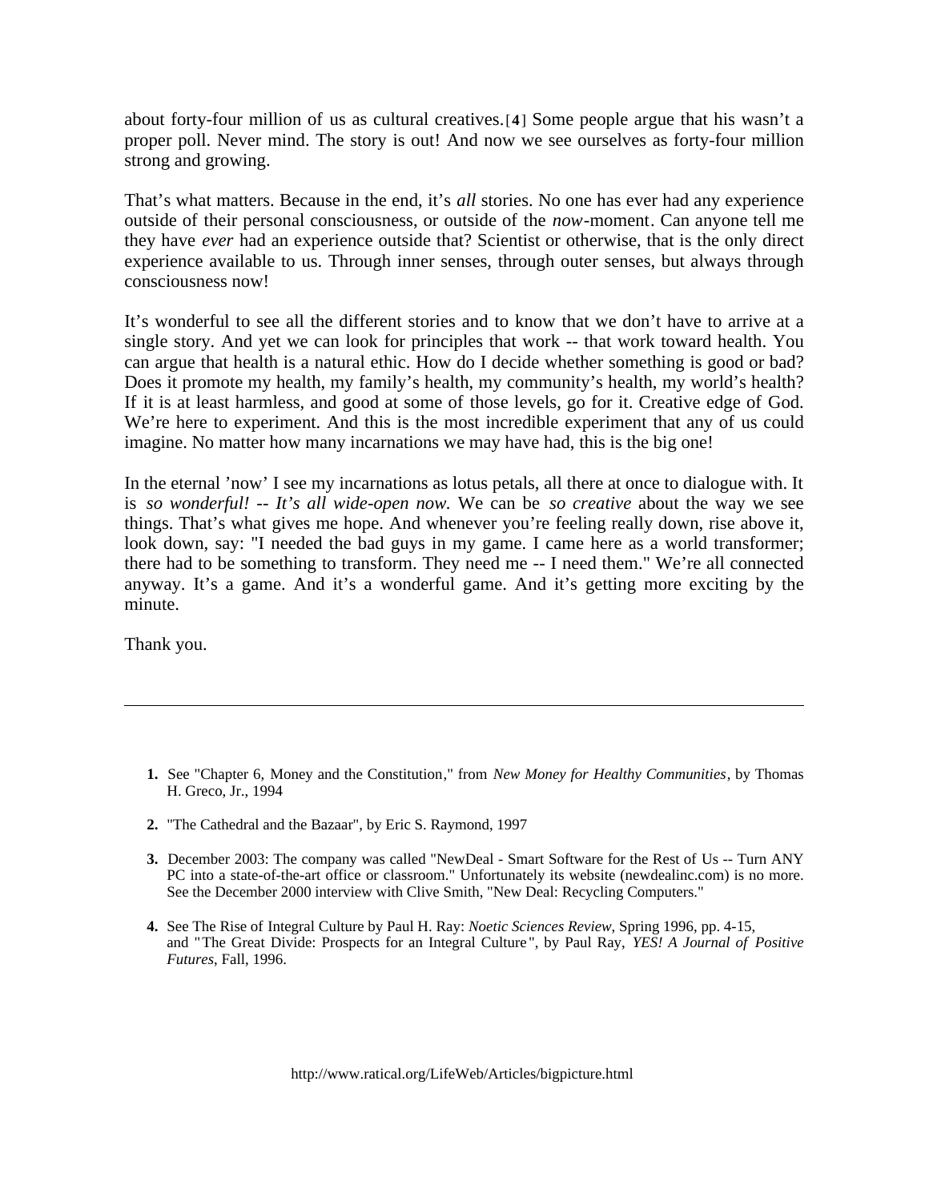about forty-four million of us as cultural creatives.[4] Some people argue that his wasn't a proper poll. Never mind. The story is out! And now we see ourselves as forty-four million strong and growing.

That's what matters. Because in the end, it's *all* stories. No one has ever had any experience outside of their personal consciousness, or outside of the *now*-moment. Can anyone tell me they have *ever* had an experience outside that? Scientist or otherwise, that is the only direct experience available to us. Through inner senses, through outer senses, but always through consciousness now!

It's wonderful to see all the different stories and to know that we don't have to arrive at a single story. And yet we can look for principles that work -- that work toward health. You can argue that health is a natural ethic. How do I decide whether something is good or bad? Does it promote my health, my family's health, my community's health, my world's health? If it is at least harmless, and good at some of those levels, go for it. Creative edge of God. We're here to experiment. And this is the most incredible experiment that any of us could imagine. No matter how many incarnations we may have had, this is the big one!

In the eternal 'now' I see my incarnations as lotus petals, all there at once to dialogue with. It is *so wonderful! -- It's all wide-open now.* We can be *so creative* about the way we see things. That's what gives me hope. And whenever you're feeling really down, rise above it, look down, say: "I needed the bad guys in my game. I came here as a world transformer; there had to be something to transform. They need me -- I need them." We're all connected anyway. It's a game. And it's a wonderful game. And it's getting more exciting by the minute.

Thank you.

---

1. See "Chapter 6, Money and the Constitution," from *New Money for Healthy Communities*, by Thomas H. Greco, Jr., 1994

2. "The Cathedral and the Bazaar", by Eric S. Raymond, 1997

3. December 2003: The company was called "NewDeal - Smart Software for the Rest of Us -- Turn ANY PC into a state-of-the-art office or classroom." Unfortunately its website (newdealinc.com) is no more. See the December 2000 interview with Clive Smith, "New Deal: Recycling Computers."

4. See The Rise of Integral Culture by Paul H. Ray: *Noetic Sciences Review*, Spring 1996, pp. 4-15, and "The Great Divide: Prospects for an Integral Culture", by Paul Ray, *YES! A Journal of Positive Futures*, Fall, 1996.

http://www.ratical.org/LifeWeb/Articles/bigpicture.html